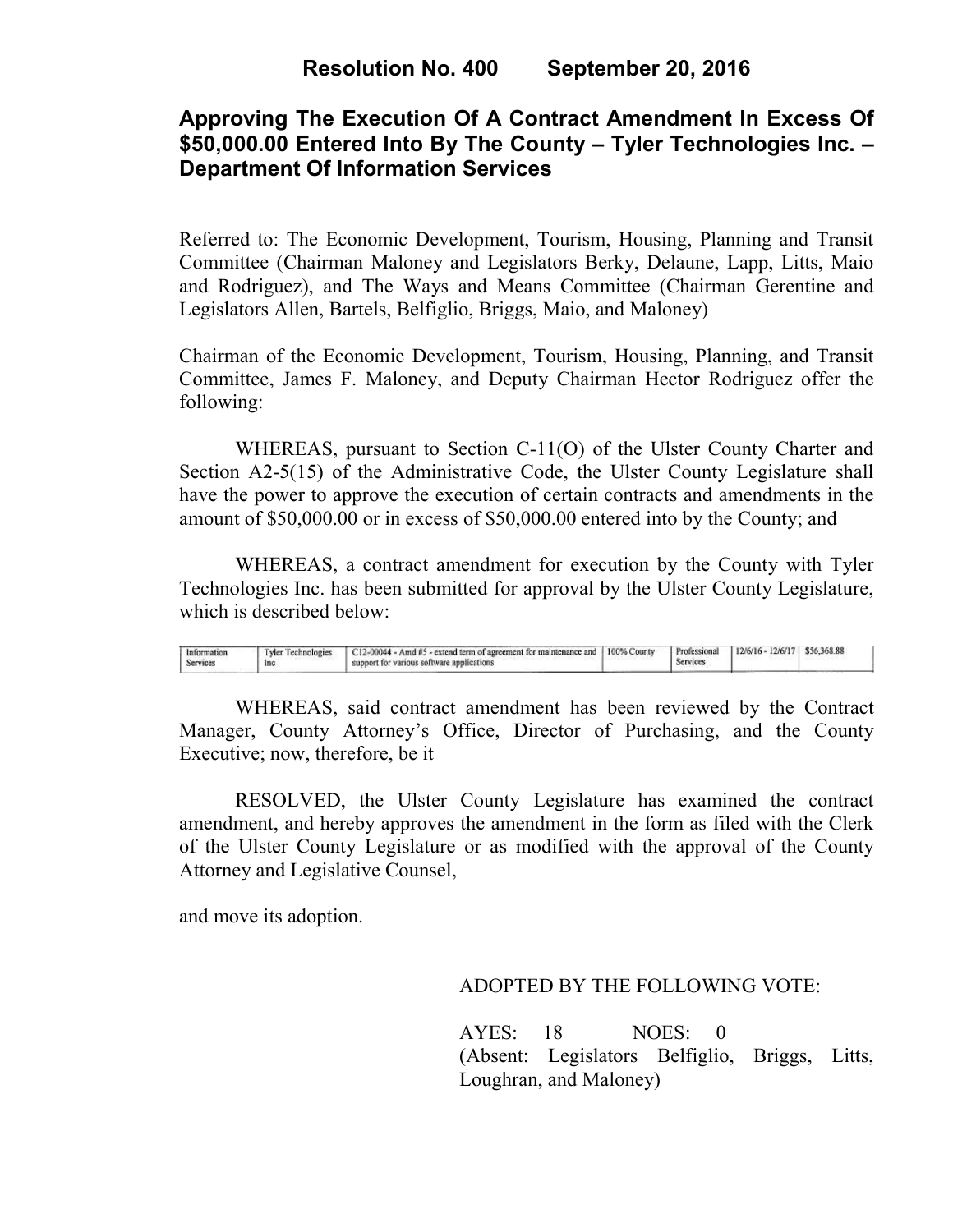# Resolution No. 400 September 20, 2016

## Approving The Execution Of A Contract Amendment In Excess Of $50,000.00 Entered Into By The County – Tyler Technologies Inc. – Department Of Information Services

Referred to: The Economic Development, Tourism, Housing, Planning and Transit Committee (Chairman Maloney and Legislators Berky, Delaune, Lapp, Litts, Maio and Rodriguez), and The Ways and Means Committee (Chairman Gerentine and Legislators Allen, Bartels, Belfiglio, Briggs, Maio, and Maloney)

Chairman of the Economic Development, Tourism, Housing, Planning, and Transit Committee, James F. Maloney, and Deputy Chairman Hector Rodriguez offer the following:

WHEREAS, pursuant to Section C-11(O) of the Ulster County Charter and Section A2-5(15) of the Administrative Code, the Ulster County Legislature shall have the power to approve the execution of certain contracts and amendments in the amount of $50,000.00 or in excess of $50,000.00 entered into by the County; and

WHEREAS, a contract amendment for execution by the County with Tyler Technologies Inc. has been submitted for approval by the Ulster County Legislature, which is described below:

| | | | | | | |
|---|---|---|---|---|---|---|
| Information Services | Tyler Technologies Inc | C12-00044 - Amd #5 - extend term of agreement for maintenance and support for various software applications | 100% County | Professional Services | 12/6/16 - 12/6/17 | $56,368.88 |

WHEREAS, said contract amendment has been reviewed by the Contract Manager, County Attorney's Office, Director of Purchasing, and the County Executive; now, therefore, be it

RESOLVED, the Ulster County Legislature has examined the contract amendment, and hereby approves the amendment in the form as filed with the Clerk of the Ulster County Legislature or as modified with the approval of the County Attorney and Legislative Counsel,

and move its adoption.

ADOPTED BY THE FOLLOWING VOTE:

AYES: 18 NOES: 0
(Absent: Legislators Belfiglio, Briggs, Litts, Loughran, and Maloney)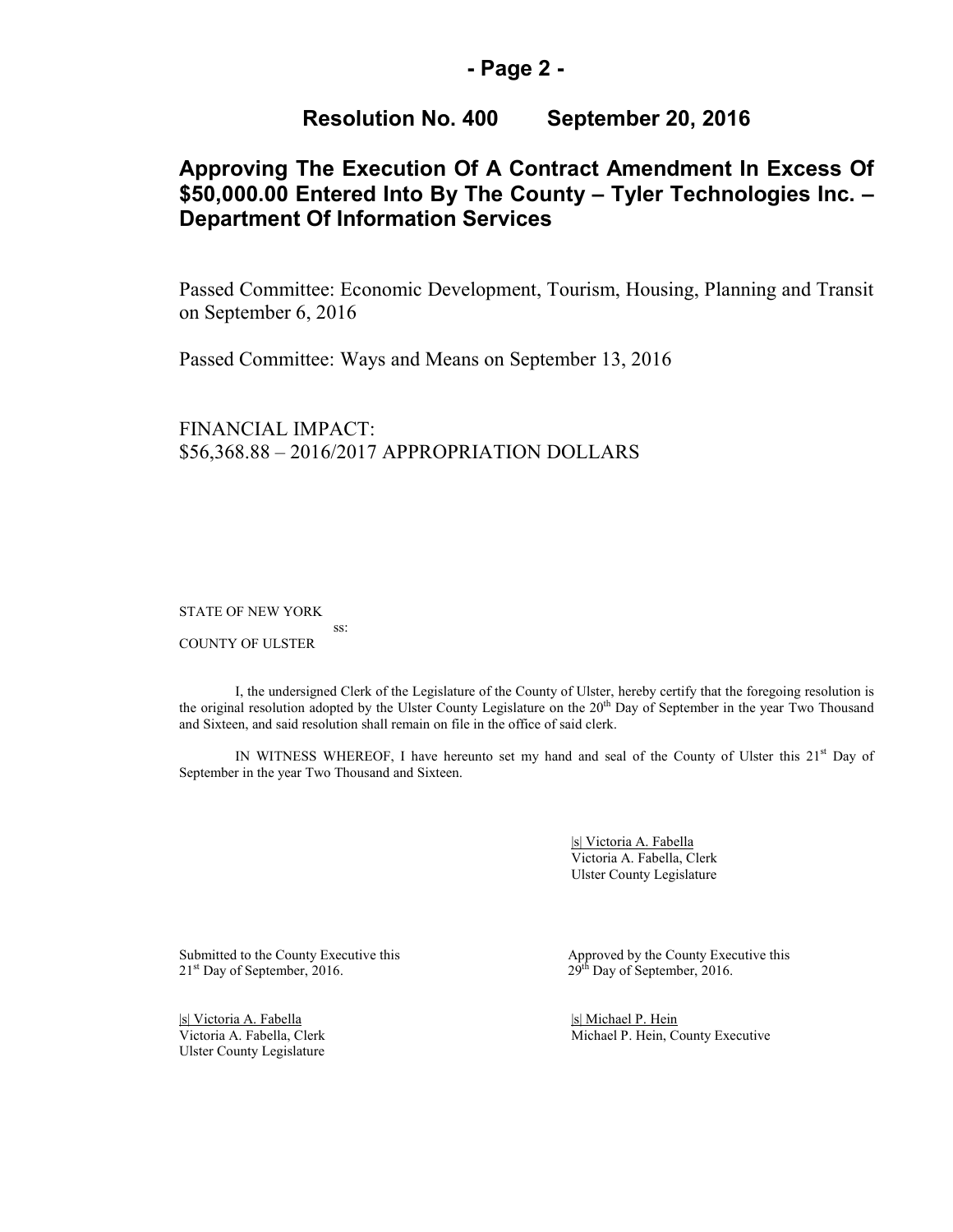## Resolution No. 400 September 20, 2016

## Approving The Execution Of A Contract Amendment In Excess Of $50,000.00 Entered Into By The County – Tyler Technologies Inc. – Department Of Information Services

Passed Committee: Economic Development, Tourism, Housing, Planning and Transit on September 6, 2016

Passed Committee: Ways and Means on September 13, 2016

FINANCIAL IMPACT:
$56,368.88 – 2016/2017 APPROPRIATION DOLLARS

STATE OF NEW YORK
ss:
COUNTY OF ULSTER

I, the undersigned Clerk of the Legislature of the County of Ulster, hereby certify that the foregoing resolution is the original resolution adopted by the Ulster County Legislature on the 20th Day of September in the year Two Thousand and Sixteen, and said resolution shall remain on file in the office of said clerk.

IN WITNESS WHEREOF, I have hereunto set my hand and seal of the County of Ulster this 21st Day of September in the year Two Thousand and Sixteen.

|s| Victoria A. Fabella
Victoria A. Fabella, Clerk
Ulster County Legislature

Submitted to the County Executive this 21st Day of September, 2016.

|s| Victoria A. Fabella
Victoria A. Fabella, Clerk
Ulster County Legislature

Approved by the County Executive this 29th Day of September, 2016.

|s| Michael P. Hein
Michael P. Hein, County Executive